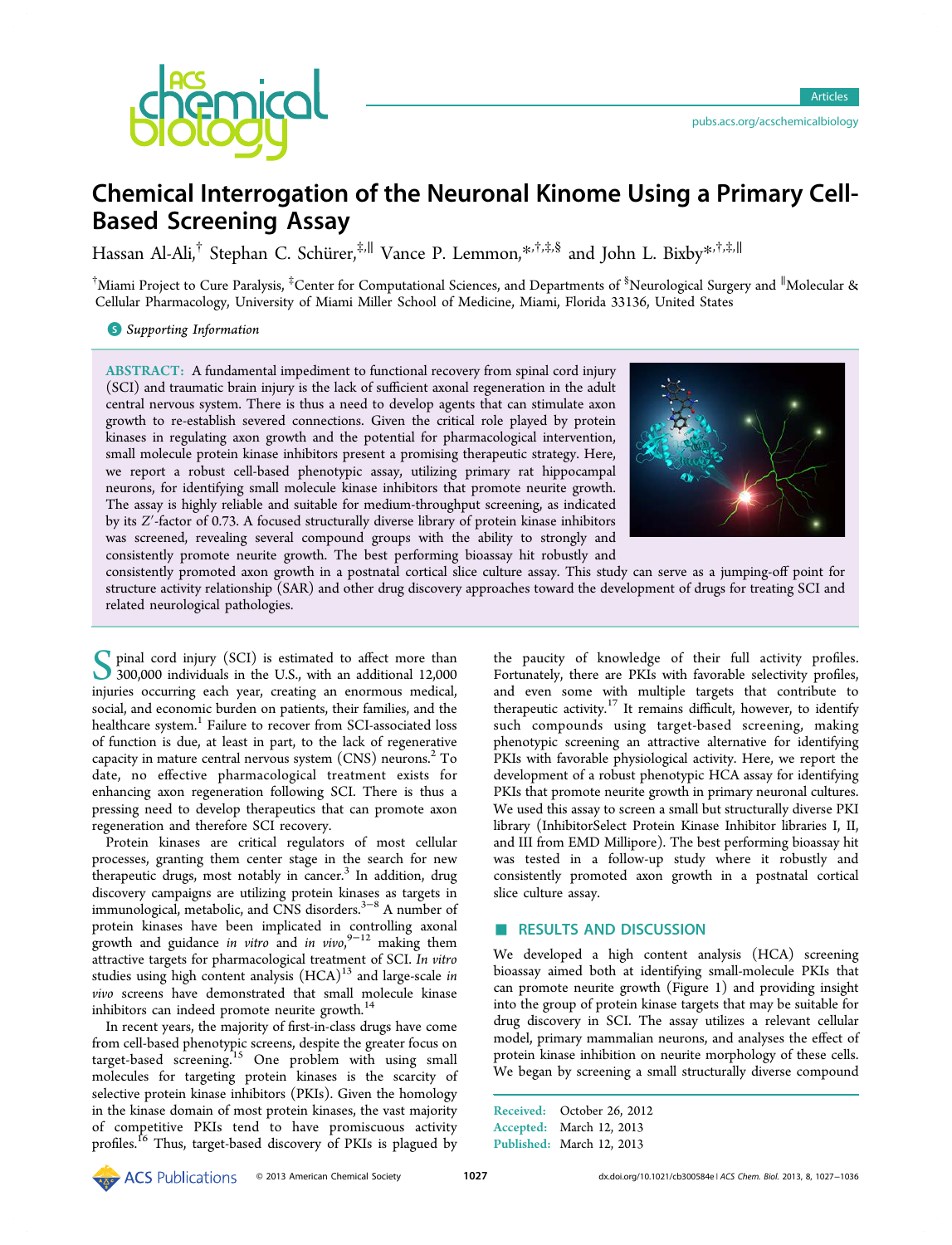# Chemical Interrogation of the Neuronal Kinome Using a Primary Cell-Based Screening Assay

Hassan Al-Ali,[†] Stephan C. Schürer,[‡,∥] Vance P. Lemmon,*[,†,‡,§] and John L. Bixby*[,†,‡,∥]

[†]Miami Project to Cure Paralysis, [‡]Center for Computational Sciences, and Departments of [§]Neurological Surgery and [∥]Molecular & Cellular Pharmacology, University of Miami Miller School of Medicine, Miami, Florida 33136, United States

Supporting Information

**ABSTRACT:** A fundamental impediment to functional recovery from spinal cord injury (SCI) and traumatic brain injury is the lack of sufficient axonal regeneration in the adult central nervous system. There is thus a need to develop agents that can stimulate axon growth to re-establish severed connections. Given the critical role played by protein kinases in regulating axon growth and the potential for pharmacological intervention, small molecule protein kinase inhibitors present a promising therapeutic strategy. Here, we report a robust cell-based phenotypic assay, utilizing primary rat hippocampal neurons, for identifying small molecule kinase inhibitors that promote neurite growth. The assay is highly reliable and suitable for medium-throughput screening, as indicated by its Z′-factor of 0.73. A focused structurally diverse library of protein kinase inhibitors was screened, revealing several compound groups with the ability to strongly and consistently promote neurite growth. The best performing bioassay hit robustly and consistently promoted axon growth in a postnatal cortical slice culture assay. This study can serve as a jumping-off point for structure activity relationship (SAR) and other drug discovery approaches toward the development of drugs for treating SCI and related neurological pathologies.

Spinal cord injury (SCI) is estimated to affect more than 300,000 individuals in the U.S., with an additional 12,000 injuries occurring each year, creating an enormous medical, social, and economic burden on patients, their families, and the healthcare system.[1] Failure to recover from SCI-associated loss of function is due, at least in part, to the lack of regenerative capacity in mature central nervous system (CNS) neurons.[2] To date, no effective pharmacological treatment exists for enhancing axon regeneration following SCI. There is thus a pressing need to develop therapeutics that can promote axon regeneration and therefore SCI recovery.

Protein kinases are critical regulators of most cellular processes, granting them center stage in the search for new therapeutic drugs, most notably in cancer.[3] In addition, drug discovery campaigns are utilizing protein kinases as targets in immunological, metabolic, and CNS disorders.[3−8] A number of protein kinases have been implicated in controlling axonal growth and guidance *in vitro* and *in vivo*,[9−12] making them attractive targets for pharmacological treatment of SCI. *In vitro* studies using high content analysis (HCA)[13] and large-scale *in vivo* screens have demonstrated that small molecule kinase inhibitors can indeed promote neurite growth.[14]

In recent years, the majority of first-in-class drugs have come from cell-based phenotypic screens, despite the greater focus on target-based screening.[15] One problem with using small molecules for targeting protein kinases is the scarcity of selective protein kinase inhibitors (PKIs). Given the homology in the kinase domain of most protein kinases, the vast majority of competitive PKIs tend to have promiscuous activity profiles.[16] Thus, target-based discovery of PKIs is plagued by the paucity of knowledge of their full activity profiles. Fortunately, there are PKIs with favorable selectivity profiles, and even some with multiple targets that contribute to therapeutic activity.[17] It remains difficult, however, to identify such compounds using target-based screening, making phenotypic screening an attractive alternative for identifying PKIs with favorable physiological activity. Here, we report the development of a robust phenotypic HCA assay for identifying PKIs that promote neurite growth in primary neuronal cultures. We used this assay to screen a small but structurally diverse PKI library (InhibitorSelect Protein Kinase Inhibitor libraries I, II, and III from EMD Millipore). The best performing bioassay hit was tested in a follow-up study where it robustly and consistently promoted axon growth in a postnatal cortical slice culture assay.

## RESULTS AND DISCUSSION

We developed a high content analysis (HCA) screening bioassay aimed both at identifying small-molecule PKIs that can promote neurite growth (Figure 1) and providing insight into the group of protein kinase targets that may be suitable for drug discovery in SCI. The assay utilizes a relevant cellular model, primary mammalian neurons, and analyses the effect of protein kinase inhibition on neurite morphology of these cells. We began by screening a small structurally diverse compound

Received: October 26, 2012
Accepted: March 12, 2013
Published: March 12, 2013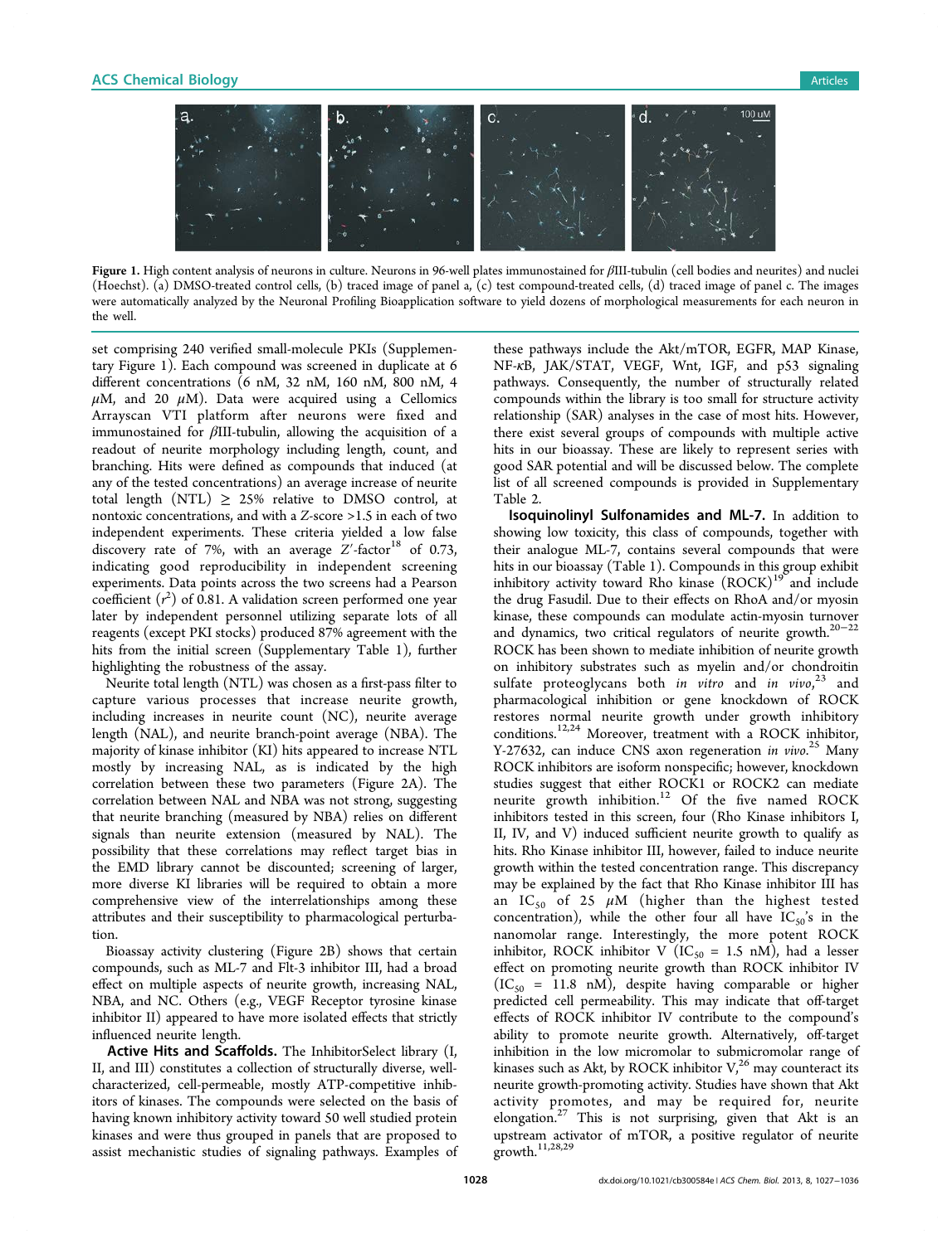Figure 1. High content analysis of neurons in culture. Neurons in 96-well plates immunostained for βIII-tubulin (cell bodies and neurites) and nuclei (Hoechst). (a) DMSO-treated control cells, (b) traced image of panel a, (c) test compound-treated cells, (d) traced image of panel c. The images were automatically analyzed by the Neuronal Profiling Bioapplication software to yield dozens of morphological measurements for each neuron in the well.

set comprising 240 verified small-molecule PKIs (Supplementary Figure 1). Each compound was screened in duplicate at 6 different concentrations (6 nM, 32 nM, 160 nM, 800 nM, 4 μM, and 20 μM). Data were acquired using a Cellomics Arrayscan VTI platform after neurons were fixed and immunostained for βIII-tubulin, allowing the acquisition of a readout of neurite morphology including length, count, and branching. Hits were defined as compounds that induced (at any of the tested concentrations) an average increase of neurite total length (NTL) ≥ 25% relative to DMSO control, at nontoxic concentrations, and with a Z-score >1.5 in each of two independent experiments. These criteria yielded a low false discovery rate of 7%, with an average $Z'$-factor[18] of 0.73, indicating good reproducibility in independent screening experiments. Data points across the two screens had a Pearson coefficient ($r^2$) of 0.81. A validation screen performed one year later by independent personnel utilizing separate lots of all reagents (except PKI stocks) produced 87% agreement with the hits from the initial screen (Supplementary Table 1), further highlighting the robustness of the assay.

Neurite total length (NTL) was chosen as a first-pass filter to capture various processes that increase neurite growth, including increases in neurite count (NC), neurite average length (NAL), and neurite branch-point average (NBA). The majority of kinase inhibitor (KI) hits appeared to increase NTL mostly by increasing NAL, as is indicated by the high correlation between these two parameters (Figure 2A). The correlation between NAL and NBA was not strong, suggesting that neurite branching (measured by NBA) relies on different signals than neurite extension (measured by NAL). The possibility that these correlations may reflect target bias in the EMD library cannot be discounted; screening of larger, more diverse KI libraries will be required to obtain a more comprehensive view of the interrelationships among these attributes and their susceptibility to pharmacological perturbation.

Bioassay activity clustering (Figure 2B) shows that certain compounds, such as ML-7 and Flt-3 inhibitor III, had a broad effect on multiple aspects of neurite growth, increasing NAL, NBA, and NC. Others (e.g., VEGF Receptor tyrosine kinase inhibitor II) appeared to have more isolated effects that strictly influenced neurite length.

**Active Hits and Scaffolds.** The InhibitorSelect library (I, II, and III) constitutes a collection of structurally diverse, well-characterized, cell-permeable, mostly ATP-competitive inhibitors of kinases. The compounds were selected on the basis of having known inhibitory activity toward 50 well studied protein kinases and were thus grouped in panels that are proposed to assist mechanistic studies of signaling pathways. Examples of these pathways include the Akt/mTOR, EGFR, MAP Kinase, NF-κB, JAK/STAT, VEGF, Wnt, IGF, and p53 signaling pathways. Consequently, the number of structurally related compounds within the library is too small for structure activity relationship (SAR) analyses in the case of most hits. However, there exist several groups of compounds with multiple active hits in our bioassay. These are likely to represent series with good SAR potential and will be discussed below. The complete list of all screened compounds is provided in Supplementary Table 2.

**Isoquinolinyl Sulfonamides and ML-7.** In addition to showing low toxicity, this class of compounds, together with their analogue ML-7, contains several compounds that were hits in our bioassay (Table 1). Compounds in this group exhibit inhibitory activity toward Rho kinase (ROCK)[19] and include the drug Fasudil. Due to their effects on RhoA and/or myosin kinase, these compounds can modulate actin-myosin turnover and dynamics, two critical regulators of neurite growth.[20−22] ROCK has been shown to mediate inhibition of neurite growth on inhibitory substrates such as myelin and/or chondroitin sulfate proteoglycans both *in vitro* and *in vivo*,[23] and pharmacological inhibition or gene knockdown of ROCK restores normal neurite growth under growth inhibitory conditions.[12,24] Moreover, treatment with a ROCK inhibitor, Y-27632, can induce CNS axon regeneration *in vivo*.[25] Many ROCK inhibitors are isoform nonspecific; however, knockdown studies suggest that either ROCK1 or ROCK2 can mediate neurite growth inhibition.[12] Of the five named ROCK inhibitors tested in this screen, four (Rho Kinase inhibitors I, II, IV, and V) induced sufficient neurite growth to qualify as hits. Rho Kinase inhibitor III, however, failed to induce neurite growth within the tested concentration range. This discrepancy may be explained by the fact that Rho Kinase inhibitor III has an $IC_{50}$ of 25 μM (higher than the highest tested concentration), while the other four all have $IC_{50}$'s in the nanomolar range. Interestingly, the more potent ROCK inhibitor, ROCK inhibitor V ($IC_{50}$ = 1.5 nM), had a lesser effect on promoting neurite growth than ROCK inhibitor IV ($IC_{50}$ = 11.8 nM), despite having comparable or higher predicted cell permeability. This may indicate that off-target effects of ROCK inhibitor IV contribute to the compound's ability to promote neurite growth. Alternatively, off-target inhibition in the low micromolar to submicromolar range of kinases such as Akt, by ROCK inhibitor V,[26] may counteract its neurite growth-promoting activity. Studies have shown that Akt activity promotes, and may be required for, neurite elongation.[27] This is not surprising, given that Akt is an upstream activator of mTOR, a positive regulator of neurite growth.[11,28,29]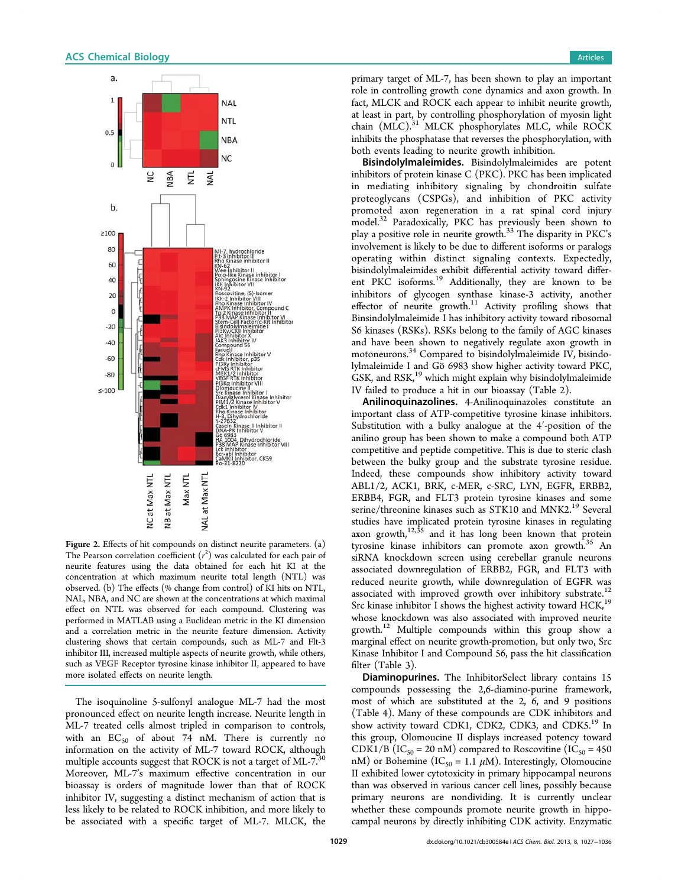**Figure 2.** Effects of hit compounds on distinct neurite parameters. (a) The Pearson correlation coefficient ($r^2$) was calculated for each pair of neurite features using the data obtained for each hit KI at the concentration at which maximum neurite total length (NTL) was observed. (b) The effects (% change from control) of KI hits on NTL, NAL, NBA, and NC are shown at the concentrations at which maximal effect on NTL was observed for each compound. Clustering was performed in MATLAB using a Euclidean metric in the KI dimension and a correlation metric in the neurite feature dimension. Activity clustering shows that certain compounds, such as ML-7 and Flt-3 inhibitor III, increased multiple aspects of neurite growth, while others, such as VEGF Receptor tyrosine kinase inhibitor II, appeared to have more isolated effects on neurite length.

The isoquinoline 5-sulfonyl analogue ML-7 had the most pronounced effect on neurite length increase. Neurite length in ML-7 treated cells almost tripled in comparison to controls, with an $EC_{50}$ of about 74 nM. There is currently no information on the activity of ML-7 toward ROCK, although multiple accounts suggest that ROCK is not a target of ML-7.[30] Moreover, ML-7's maximum effective concentration in our bioassay is orders of magnitude lower than that of ROCK inhibitor IV, suggesting a distinct mechanism of action that is less likely to be related to ROCK inhibition, and more likely to be associated with a specific target of ML-7. MLCK, the primary target of ML-7, has been shown to play an important role in controlling growth cone dynamics and axon growth. In fact, MLCK and ROCK each appear to inhibit neurite growth, at least in part, by controlling phosphorylation of myosin light chain (MLC).[31] MLCK phosphorylates MLC, while ROCK inhibits the phosphatase that reverses the phosphorylation, with both events leading to neurite growth inhibition.

**Bisindolylmaleimides.** Bisindolylmaleimides are potent inhibitors of protein kinase C (PKC). PKC has been implicated in mediating inhibitory signaling by chondroitin sulfate proteoglycans (CSPGs), and inhibition of PKC activity promoted axon regeneration in a rat spinal cord injury model.[32] Paradoxically, PKC has previously been shown to play a positive role in neurite growth.[33] The disparity in PKC's involvement is likely to be due to different isoforms or paralogs operating within distinct signaling contexts. Expectedly, bisindolylmaleimides exhibit differential activity toward different PKC isoforms.[19] Additionally, they are known to be inhibitors of glycogen synthase kinase-3 activity, another effector of neurite growth.[11] Activity profiling shows that Binsindolylmaleimide I has inhibitory activity toward ribosomal S6 kinases (RSKs). RSKs belong to the family of AGC kinases and have been shown to negatively regulate axon growth in motoneurons.[34] Compared to bisindolylmaleimide IV, bisindolylmaleimide I and Gö 6983 show higher activity toward PKC, GSK, and RSK,[19] which might explain why bisindolylmaleimide IV failed to produce a hit in our bioassay (Table 2).

**Anilinoquinazolines.** 4-Anilinoquinazoles constitute an important class of ATP-competitive tyrosine kinase inhibitors. Substitution with a bulky analogue at the 4′-position of the anilino group has been shown to make a compound both ATP competitive and peptide competitive. This is due to steric clash between the bulky group and the substrate tyrosine residue. Indeed, these compounds show inhibitory activity toward ABL1/2, ACK1, BRK, c-MER, c-SRC, LYN, EGFR, ERBB2, ERBB4, FGR, and FLT3 protein tyrosine kinases and some serine/threonine kinases such as STK10 and MNK2.[19] Several studies have implicated protein tyrosine kinases in regulating axon growth,[12,35] and it has long been known that protein tyrosine kinase inhibitors can promote axon growth.[35] An siRNA knockdown screen using cerebellar granule neurons associated downregulation of ERBB2, FGR, and FLT3 with reduced neurite growth, while downregulation of EGFR was associated with improved growth over inhibitory substrate.[12] Src kinase inhibitor I shows the highest activity toward HCK,[19] whose knockdown was also associated with improved neurite growth.[12] Multiple compounds within this group show a marginal effect on neurite growth-promotion, but only two, Src Kinase Inhibitor I and Compound 56, pass the hit classification filter (Table 3).

**Diaminopurines.** The InhibitorSelect library contains 15 compounds possessing the 2,6-diamino-purine framework, most of which are substituted at the 2, 6, and 9 positions (Table 4). Many of these compounds are CDK inhibitors and show activity toward CDK1, CDK2, CDK3, and CDK5.[19] In this group, Olomoucine II displays increased potency toward CDK1/B ($IC_{50}$ = 20 nM) compared to Roscovitine ($IC_{50}$ = 450 nM) or Bohemine ($IC_{50}$ = 1.1 μM). Interestingly, Olomoucine II exhibited lower cytotoxicity in primary hippocampal neurons than was observed in various cancer cell lines, possibly because primary neurons are nondividing. It is currently unclear whether these compounds promote neurite growth in hippocampal neurons by directly inhibiting CDK activity. Enzymatic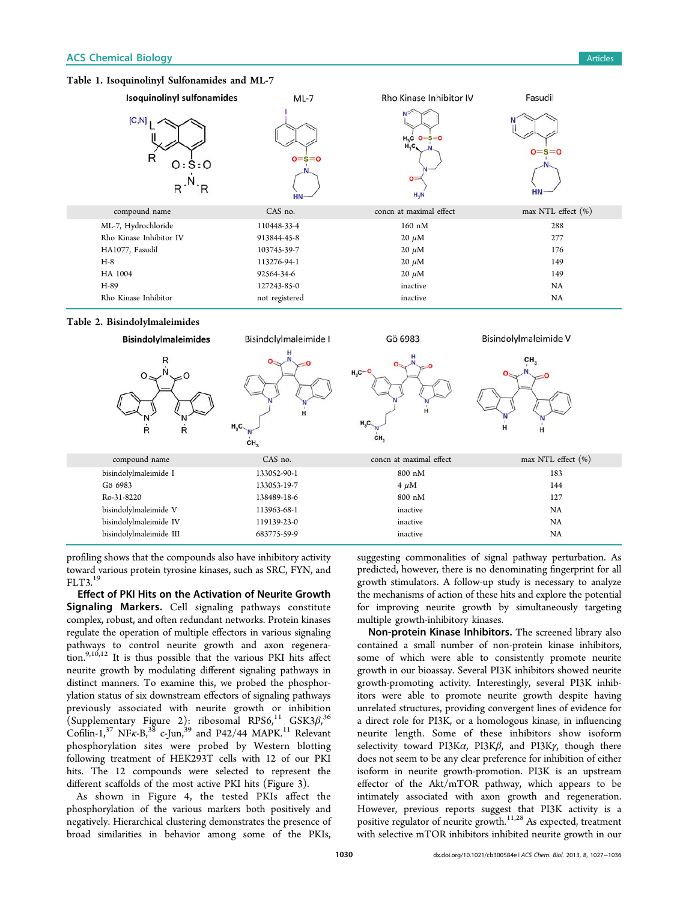**Table 1. Isoquinolinyl Sulfonamides and ML-7**

| compound name | CAS no. | concn at maximal effect | max NTL effect (%) |
|---|---|---|---|
| ML-7, Hydrochloride | 110448-33-4 | 160 nM | 288 |
| Rho Kinase Inhibitor IV | 913844-45-8 | 20 μM | 277 |
| HA1077, Fasudil | 103745-39-7 | 20 μM | 176 |
| H-8 | 113276-94-1 | 20 μM | 149 |
| HA 1004 | 92564-34-6 | 20 μM | 149 |
| H-89 | 127243-85-0 | inactive | NA |
| Rho Kinase Inhibitor | not registered | inactive | NA |

**Table 2. Bisindolylmaleimides**

| compound name | CAS no. | concn at maximal effect | max NTL effect (%) |
|---|---|---|---|
| bisindolylmaleimide I | 133052-90-1 | 800 nM | 183 |
| Gö 6983 | 133053-19-7 | 4 μM | 144 |
| Ro-31-8220 | 138489-18-6 | 800 nM | 127 |
| bisindolylmaleimide V | 113963-68-1 | inactive | NA |
| bisindolylmaleimide IV | 119139-23-0 | inactive | NA |
| bisindolylmaleimide III | 683775-59-9 | inactive | NA |

profiling shows that the compounds also have inhibitory activity toward various protein tyrosine kinases, such as SRC, FYN, and FLT3.[19]

**Effect of PKI Hits on the Activation of Neurite Growth Signaling Markers.** Cell signaling pathways constitute complex, robust, and often redundant networks. Protein kinases regulate the operation of multiple effectors in various signaling pathways to control neurite growth and axon regeneration.[9,10,12] It is thus possible that the various PKI hits affect neurite growth by modulating different signaling pathways in distinct manners. To examine this, we probed the phosphorylation status of six downstream effectors of signaling pathways previously associated with neurite growth or inhibition (Supplementary Figure 2): ribosomal RPS6,[11] GSK3$\beta$,[36] Cofilin-1,[37] NF$\kappa$-B,[38] c-Jun,[39] and P42/44 MAPK.[11] Relevant phosphorylation sites were probed by Western blotting following treatment of HEK293T cells with 12 of our PKI hits. The 12 compounds were selected to represent the different scaffolds of the most active PKI hits (Figure 3).

As shown in Figure 4, the tested PKIs affect the phosphorylation of the various markers both positively and negatively. Hierarchical clustering demonstrates the presence of broad similarities in behavior among some of the PKIs, suggesting commonalities of signal pathway perturbation. As predicted, however, there is no denominating fingerprint for all growth stimulators. A follow-up study is necessary to analyze the mechanisms of action of these hits and explore the potential for improving neurite growth by simultaneously targeting multiple growth-inhibitory kinases.

**Non-protein Kinase Inhibitors.** The screened library also contained a small number of non-protein kinase inhibitors, some of which were able to consistently promote neurite growth in our bioassay. Several PI3K inhibitors showed neurite growth-promoting activity. Interestingly, several PI3K inhibitors were able to promote neurite growth despite having unrelated structures, providing convergent lines of evidence for a direct role for PI3K, or a homologous kinase, in influencing neurite length. Some of these inhibitors show isoform selectivity toward PI3K$\alpha$, PI3K$\beta$, and PI3K$\gamma$, though there does not seem to be any clear preference for inhibition of either isoform in neurite growth-promotion. PI3K is an upstream effector of the Akt/mTOR pathway, which appears to be intimately associated with axon growth and regeneration. However, previous reports suggest that PI3K activity is a positive regulator of neurite growth.[11,28] As expected, treatment with selective mTOR inhibitors inhibited neurite growth in our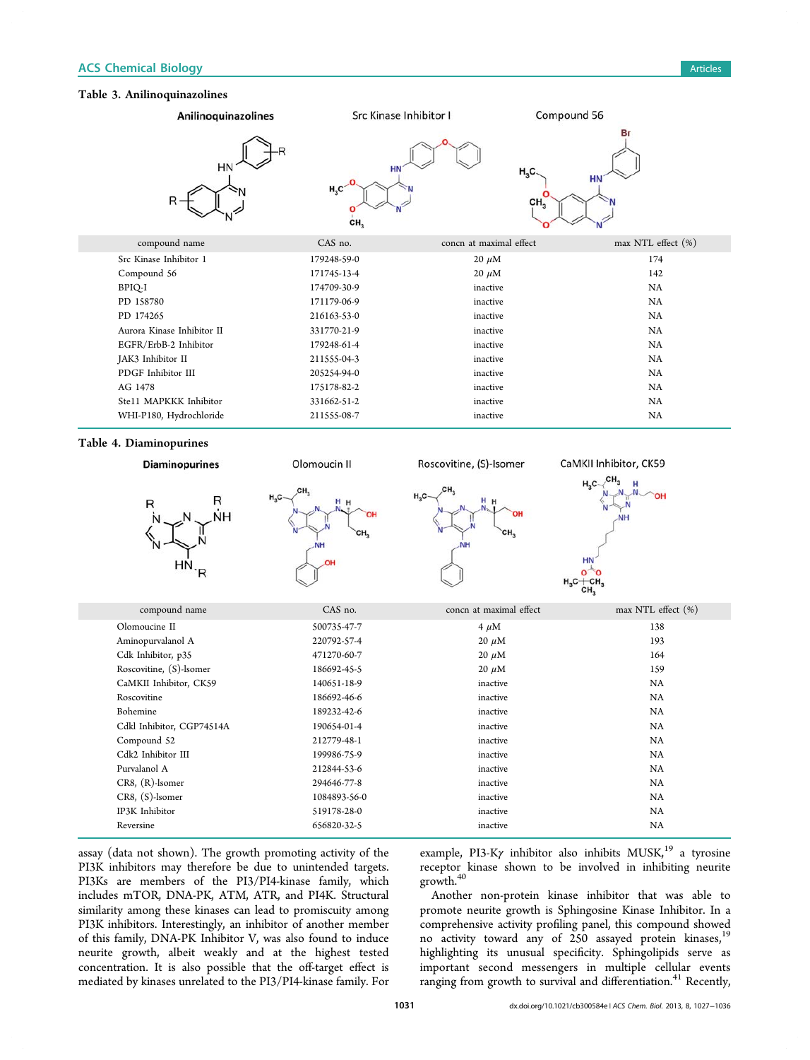**Table 3. Anilinoquinazolines**

| compound name | CAS no. | concn at maximal effect | max NTL effect (%) |
|---|---|---|---|
| Src Kinase Inhibitor 1 | 179248-59-0 | 20 $\mu$M | 174 |
| Compound 56 | 171745-13-4 | 20 $\mu$M | 142 |
| BPIQ-I | 174709-30-9 | inactive | NA |
| PD 158780 | 171179-06-9 | inactive | NA |
| PD 174265 | 216163-53-0 | inactive | NA |
| Aurora Kinase Inhibitor II | 331770-21-9 | inactive | NA |
| EGFR/ErbB-2 Inhibitor | 179248-61-4 | inactive | NA |
| JAK3 Inhibitor II | 211555-04-3 | inactive | NA |
| PDGF Inhibitor III | 205254-94-0 | inactive | NA |
| AG 1478 | 175178-82-2 | inactive | NA |
| Ste11 MAPKKK Inhibitor | 331662-51-2 | inactive | NA |
| WHI-P180, Hydrochloride | 211555-08-7 | inactive | NA |

**Table 4. Diaminopurines**

| compound name | CAS no. | concn at maximal effect | max NTL effect (%) |
|---|---|---|---|
| Olomoucine II | 500735-47-7 | 4 $\mu$M | 138 |
| Aminopurvalanol A | 220792-57-4 | 20 $\mu$M | 193 |
| Cdk Inhibitor, p35 | 471270-60-7 | 20 $\mu$M | 164 |
| Roscovitine, (S)-Isomer | 186692-45-5 | 20 $\mu$M | 159 |
| CaMKII Inhibitor, CK59 | 140651-18-9 | inactive | NA |
| Roscovitine | 186692-46-6 | inactive | NA |
| Bohemine | 189232-42-6 | inactive | NA |
| Cdkl Inhibitor, CGP74514A | 190654-01-4 | inactive | NA |
| Compound 52 | 212779-48-1 | inactive | NA |
| Cdk2 Inhibitor III | 199986-75-9 | inactive | NA |
| Purvalanol A | 212844-53-6 | inactive | NA |
| CR8, (R)-Isomer | 294646-77-8 | inactive | NA |
| CR8, (S)-Isomer | 1084893-56-0 | inactive | NA |
| IP3K Inhibitor | 519178-28-0 | inactive | NA |
| Reversine | 656820-32-5 | inactive | NA |

assay (data not shown). The growth promoting activity of the PI3K inhibitors may therefore be due to unintended targets. PI3Ks are members of the PI3/PI4-kinase family, which includes mTOR, DNA-PK, ATM, ATR, and PI4K. Structural similarity among these kinases can lead to promiscuity among PI3K inhibitors. Interestingly, an inhibitor of another member of this family, DNA-PK Inhibitor V, was also found to induce neurite growth, albeit weakly and at the highest tested concentration. It is also possible that the off-target effect is mediated by kinases unrelated to the PI3/PI4-kinase family. For example, PI3-K$\gamma$ inhibitor also inhibits MUSK,[19] a tyrosine receptor kinase shown to be involved in inhibiting neurite growth.[40]

Another non-protein kinase inhibitor that was able to promote neurite growth is Sphingosine Kinase Inhibitor. In a comprehensive activity profiling panel, this compound showed no activity toward any of 250 assayed protein kinases,[19] highlighting its unusual specificity. Sphingolipids serve as important second messengers in multiple cellular events ranging from growth to survival and differentiation.[41] Recently,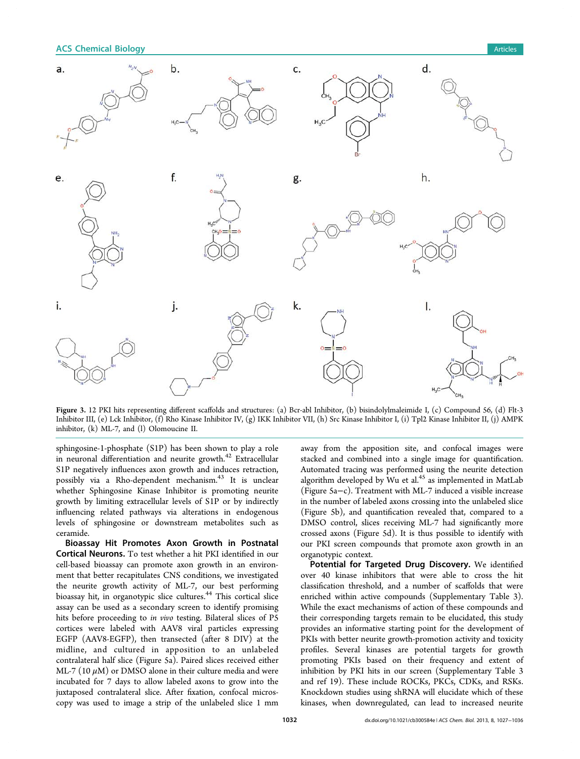**Figure 3.** 12 PKI hits representing different scaffolds and structures: (a) Bcr-abl Inhibitor, (b) bisindolylmaleimide I, (c) Compound 56, (d) Flt-3 Inhibitor III, (e) Lck Inhibitor, (f) Rho Kinase Inhibitor IV, (g) IKK Inhibitor VII, (h) Src Kinase Inhibitor I, (i) Tpl2 Kinase Inhibitor II, (j) AMPK inhibitor, (k) ML-7, and (l) Olomoucine II.

sphingosine-1-phosphate (S1P) has been shown to play a role in neuronal differentiation and neurite growth.[42] Extracellular S1P negatively influences axon growth and induces retraction, possibly via a Rho-dependent mechanism.[43] It is unclear whether Sphingosine Kinase Inhibitor is promoting neurite growth by limiting extracellular levels of S1P or by indirectly influencing related pathways via alterations in endogenous levels of sphingosine or downstream metabolites such as ceramide.

**Bioassay Hit Promotes Axon Growth in Postnatal Cortical Neurons.** To test whether a hit PKI identified in our cell-based bioassay can promote axon growth in an environment that better recapitulates CNS conditions, we investigated the neurite growth activity of ML-7, our best performing bioassay hit, in organotypic slice cultures.[44] This cortical slice assay can be used as a secondary screen to identify promising hits before proceeding to *in vivo* testing. Bilateral slices of P5 cortices were labeled with AAV8 viral particles expressing EGFP (AAV8-EGFP), then transected (after 8 DIV) at the midline, and cultured in apposition to an unlabeled contralateral half slice (Figure 5a). Paired slices received either ML-7 (10 $\mu$M) or DMSO alone in their culture media and were incubated for 7 days to allow labeled axons to grow into the juxtaposed contralateral slice. After fixation, confocal microscopy was used to image a strip of the unlabeled slice 1 mm away from the apposition site, and confocal images were stacked and combined into a single image for quantification. Automated tracing was performed using the neurite detection algorithm developed by Wu et al.[45] as implemented in MatLab (Figure 5a–c). Treatment with ML-7 induced a visible increase in the number of labeled axons crossing into the unlabeled slice (Figure 5b), and quantification revealed that, compared to a DMSO control, slices receiving ML-7 had significantly more crossed axons (Figure 5d). It is thus possible to identify with our PKI screen compounds that promote axon growth in an organotypic context.

**Potential for Targeted Drug Discovery.** We identified over 40 kinase inhibitors that were able to cross the hit classification threshold, and a number of scaffolds that were enriched within active compounds (Supplementary Table 3). While the exact mechanisms of action of these compounds and their corresponding targets remain to be elucidated, this study provides an informative starting point for the development of PKIs with better neurite growth-promotion activity and toxicity profiles. Several kinases are potential targets for growth promoting PKIs based on their frequency and extent of inhibition by PKI hits in our screen (Supplementary Table 3 and ref 19). These include ROCKs, PKCs, CDKs, and RSKs. Knockdown studies using shRNA will elucidate which of these kinases, when downregulated, can lead to increased neurite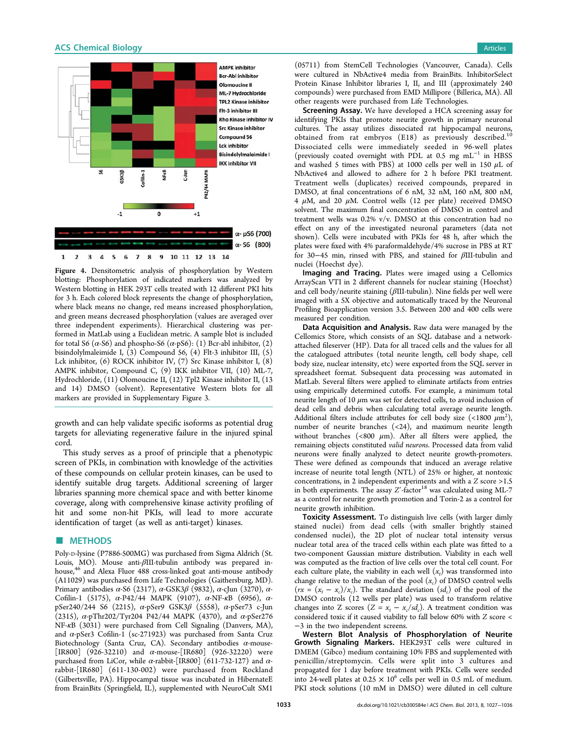Figure 4. Densitometric analysis of phosphorylation by Western blotting: Phosphorylation of indicated markers was analyzed by Western blotting in HEK 293T cells treated with 12 different PKI hits for 3 h. Each colored block represents the change of phosphorylation, where black means no change, red means increased phosphorylation, and green means decreased phosphorylation (values are averaged over three independent experiments). Hierarchical clustering was performed in MatLab using a Euclidean metric. A sample blot is included for total S6 (α-S6) and phospho-S6 (α-pS6): (1) Bcr-abl inhibitor, (2) bisindolylmaleimide I, (3) Compound 56, (4) Flt-3 inhibitor III, (5) Lck inhibitor, (6) ROCK inhibitor IV, (7) Src Kinase inhibitor I, (8) AMPK inhibitor, Compound C, (9) IKK inhibitor VII, (10) ML-7, Hydrochloride, (11) Olomoucine II, (12) Tpl2 Kinase inhibitor II, (13 and 14) DMSO (solvent). Representative Western blots for all markers are provided in Supplementary Figure 3.

growth and can help validate specific isoforms as potential drug targets for alleviating regenerative failure in the injured spinal cord.

This study serves as a proof of principle that a phenotypic screen of PKIs, in combination with knowledge of the activities of these compounds on cellular protein kinases, can be used to identify suitable drug targets. Additional screening of larger libraries spanning more chemical space and with better kinome coverage, along with comprehensive kinase activity profiling of hit and some non-hit PKIs, will lead to more accurate identification of target (as well as anti-target) kinases.

## METHODS

Poly-D-lysine (P7886-500MG) was purchased from Sigma Aldrich (St. Louis, MO). Mouse anti-βIII-tubulin antibody was prepared in-house,[46] and Alexa Fluor 488 cross-linked goat anti-mouse antibody (A11029) was purchased from Life Technologies (Gaithersburg, MD). Primary antibodies α-S6 (2317), α-GSK3β (9832), α-cJun (3270), α-Cofilin-1 (5175), α-P42/44 MAPK (9107), α-NF-κB (6956), α-pSer240/244 S6 (2215), α-pSer9 GSK3β (5558), α-pSer73 c-Jun (2315), α-pThr202/Tyr204 P42/44 MAPK (4370), and α-pSer276 NF-κB (3031) were purchased from Cell Signaling (Danvers, MA), and α-pSer3 Cofilin-1 (sc-271923) was purchased from Santa Cruz Biotechnology (Santa Cruz, CA). Secondary antibodies α-mouse-[IR800] (926-32210) and α-mouse-[IR680] (926-32220) were purchased from LiCor, while α-rabbit-[IR800] (611-732-127) and α-rabbit-[IR680] (611-130-002) were purchased from Rockland (Gilbertsville, PA). Hippocampal tissue was incubated in HibernateE from BrainBits (Springfield, IL), supplemented with NeuroCult SM1 (05711) from StemCell Technologies (Vancouver, Canada). Cells were cultured in NbActive4 media from BrainBits. InhibitorSelect Protein Kinase Inhibitor libraries I, II, and III (approximately 240 compounds) were purchased from EMD Millipore (Billerica, MA). All other reagents were purchased from Life Technologies.

**Screening Assay.** We have developed a HCA screening assay for identifying PKIs that promote neurite growth in primary neuronal cultures. The assay utilizes dissociated rat hippocampal neurons, obtained from rat embryos (E18) as previously described.[10] Dissociated cells were immediately seeded in 96-well plates (previously coated overnight with PDL at 0.5 mg $mL^{-1}$ in HBSS and washed 5 times with PBS) at 1000 cells per well in 150 μL of NbActive4 and allowed to adhere for 2 h before PKI treatment. Treatment wells (duplicates) received compounds, prepared in DMSO, at final concentrations of 6 nM, 32 nM, 160 nM, 800 nM, 4 μM, and 20 μM. Control wells (12 per plate) received DMSO solvent. The maximum final concentration of DMSO in control and treatment wells was 0.2% v/v. DMSO at this concentration had no effect on any of the investigated neuronal parameters (data not shown). Cells were incubated with PKIs for 48 h, after which the plates were fixed with 4% paraformaldehyde/4% sucrose in PBS at RT for 30−45 min, rinsed with PBS, and stained for βIII-tubulin and nuclei (Hoechst dye).

**Imaging and Tracing.** Plates were imaged using a Cellomics ArrayScan VTI in 2 different channels for nuclear staining (Hoechst) and cell body/neurite staining (βIII-tubulin). Nine fields per well were imaged with a 5X objective and automatically traced by the Neuronal Profiling Bioapplication version 3.5. Between 200 and 400 cells were measured per condition.

**Data Acquisition and Analysis.** Raw data were managed by the Cellomics Store, which consists of an SQL database and a network-attached fileserver (HP). Data for all traced cells and the values for all the catalogued attributes (total neurite length, cell body shape, cell body size, nuclear intensity, etc) were exported from the SQL server in spreadsheet format. Subsequent data processing was automated in MatLab. Several filters were applied to eliminate artifacts from entries using empirically determined cutoffs. For example, a minimum total neurite length of 10 μm was set for detected cells, to avoid inclusion of dead cells and debris when calculating total average neurite length. Additional filters include attributes for cell body size (<1800 $\mu m^2$), number of neurite branches (<24), and maximum neurite length without branches (<800 μm). After all filters were applied, the remaining objects constituted *valid neurons*. Processed data from valid neurons were finally analyzed to detect neurite growth-promoters. These were defined as compounds that induced an average relative increase of neurite total length (NTL) of 25% or higher, at nontoxic concentrations, in 2 independent experiments and with a Z score >1.5 in both experiments. The assay Z′-factor[18] was calculated using ML-7 as a control for neurite growth promotion and Torin-2 as a control for neurite growth inhibition.

**Toxicity Assessment.** To distinguish live cells (with larger dimly stained nuclei) from dead cells (with smaller brightly stained condensed nuclei), the 2D plot of nuclear total intensity versus nuclear total area of the traced cells within each plate was fitted to a two-component Gaussian mixture distribution. Viability in each well was computed as the fraction of live cells over the total cell count. For each culture plate, the viability in each well ($x_t$) was transformed into change relative to the median of the pool ($x_c$) of DMSO control wells ($rx = (x_t - x_c)/x_c$). The standard deviation ($sd_c$) of the pool of the DMSO controls (12 wells per plate) was used to transform relative changes into Z scores ($Z = x_t - x_c/sd_c$). A treatment condition was considered toxic if it caused viability to fall below 60% with Z score < −3 in the two independent screens.

**Western Blot Analysis of Phosphorylation of Neurite Growth Signaling Markers.** HEK293T cells were cultured in DMEM (Gibco) medium containing 10% FBS and supplemented with penicillin/streptomycin. Cells were split into 3 cultures and propagated for 1 day before treatment with PKIs. Cells were seeded into 24-well plates at 0.25 × $10^6$ cells per well in 0.5 mL of medium. PKI stock solutions (10 mM in DMSO) were diluted in cell culture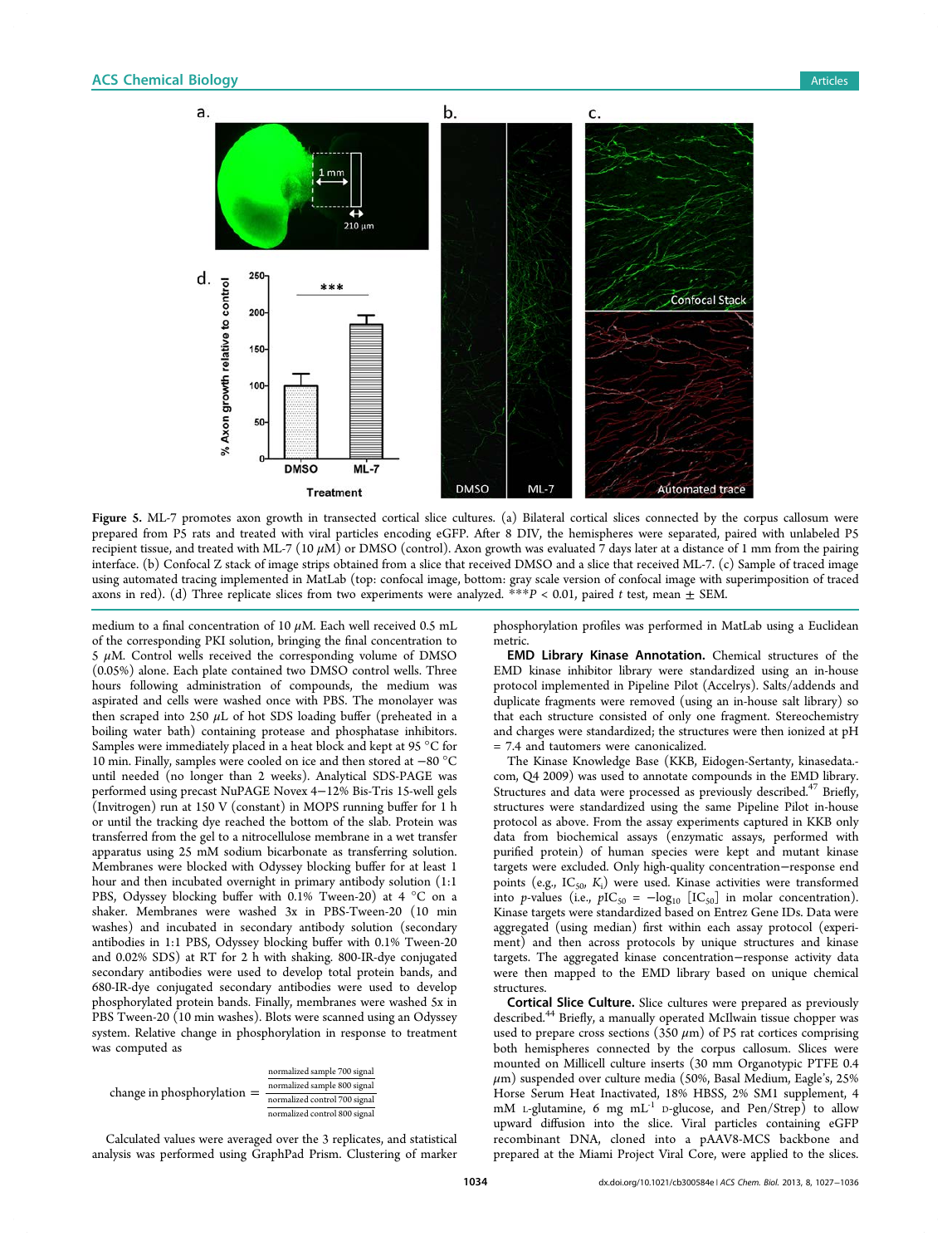Figure 5. ML-7 promotes axon growth in transected cortical slice cultures. (a) Bilateral cortical slices connected by the corpus callosum were prepared from P5 rats and treated with viral particles encoding eGFP. After 8 DIV, the hemispheres were separated, paired with unlabeled P5 recipient tissue, and treated with ML-7 (10 $\mu$M) or DMSO (control). Axon growth was evaluated 7 days later at a distance of 1 mm from the pairing interface. (b) Confocal Z stack of image strips obtained from a slice that received DMSO and a slice that received ML-7. (c) Sample of traced image using automated tracing implemented in MatLab (top: confocal image, bottom: gray scale version of confocal image with superimposition of traced axons in red). (d) Three replicate slices from two experiments were analyzed. ***$P < 0.01$, paired $t$ test, mean ± SEM.

medium to a final concentration of 10 $\mu$M. Each well received 0.5 mL of the corresponding PKI solution, bringing the final concentration to 5 $\mu$M. Control wells received the corresponding volume of DMSO (0.05%) alone. Each plate contained two DMSO control wells. Three hours following administration of compounds, the medium was aspirated and cells were washed once with PBS. The monolayer was then scraped into 250 $\mu$L of hot SDS loading buffer (preheated in a boiling water bath) containing protease and phosphatase inhibitors. Samples were immediately placed in a heat block and kept at 95 °C for 10 min. Finally, samples were cooled on ice and then stored at −80 °C until needed (no longer than 2 weeks). Analytical SDS-PAGE was performed using precast NuPAGE Novex 4−12% Bis-Tris 15-well gels (Invitrogen) run at 150 V (constant) in MOPS running buffer for 1 h or until the tracking dye reached the bottom of the slab. Protein was transferred from the gel to a nitrocellulose membrane in a wet transfer apparatus using 25 mM sodium bicarbonate as transferring solution. Membranes were blocked with Odyssey blocking buffer for at least 1 hour and then incubated overnight in primary antibody solution (1:1 PBS, Odyssey blocking buffer with 0.1% Tween-20) at 4 °C on a shaker. Membranes were washed 3x in PBS-Tween-20 (10 min washes) and incubated in secondary antibody solution (secondary antibodies in 1:1 PBS, Odyssey blocking buffer with 0.1% Tween-20 and 0.02% SDS) at RT for 2 h with shaking. 800-IR-dye conjugated secondary antibodies were used to develop total protein bands, and 680-IR-dye conjugated secondary antibodies were used to develop phosphorylated protein bands. Finally, membranes were washed 5x in PBS Tween-20 (10 min washes). Blots were scanned using an Odyssey system. Relative change in phosphorylation in response to treatment was computed as

$$\text{change in phosphorylation} = \frac{\dfrac{\text{normalized sample 700 signal}}{\text{normalized sample 800 signal}}}{\dfrac{\text{normalized control 700 signal}}{\text{normalized control 800 signal}}}$$

Calculated values were averaged over the 3 replicates, and statistical analysis was performed using GraphPad Prism. Clustering of marker phosphorylation profiles was performed in MatLab using a Euclidean metric.

**EMD Library Kinase Annotation.** Chemical structures of the EMD kinase inhibitor library were standardized using an in-house protocol implemented in Pipeline Pilot (Accelrys). Salts/addends and duplicate fragments were removed (using an in-house salt library) so that each structure consisted of only one fragment. Stereochemistry and charges were standardized; the structures were then ionized at pH = 7.4 and tautomers were canonicalized.

The Kinase Knowledge Base (KKB, Eidogen-Sertanty, kinasedata.com, Q4 2009) was used to annotate compounds in the EMD library. Structures and data were processed as previously described.[47] Briefly, structures were standardized using the same Pipeline Pilot in-house protocol as above. From the assay experiments captured in KKB only data from biochemical assays (enzymatic assays, performed with purified protein) of human species were kept and mutant kinase targets were excluded. Only high-quality concentration−response end points (e.g., $IC_{50}$, $K_i$) were used. Kinase activities were transformed into $p$-values (i.e., $pIC_{50} = -\log_{10}[IC_{50}]$ in molar concentration). Kinase targets were standardized based on Entrez Gene IDs. Data were aggregated (using median) first within each assay protocol (experiment) and then across protocols by unique structures and kinase targets. The aggregated kinase concentration−response activity data were then mapped to the EMD library based on unique chemical structures.

**Cortical Slice Culture.** Slice cultures were prepared as previously described.[44] Briefly, a manually operated McIlwain tissue chopper was used to prepare cross sections (350 $\mu$m) of P5 rat cortices comprising both hemispheres connected by the corpus callosum. Slices were mounted on Millicell culture inserts (30 mm Organotypic PTFE 0.4 $\mu$m) suspended over culture media (50%, Basal Medium, Eagle's, 25% Horse Serum Heat Inactivated, 18% HBSS, 2% SM1 supplement, 4 mM L-glutamine, 6 mg mL$^{-1}$ D-glucose, and Pen/Strep) to allow upward diffusion into the slice. Viral particles containing eGFP recombinant DNA, cloned into a pAAV8-MCS backbone and prepared at the Miami Project Viral Core, were applied to the slices.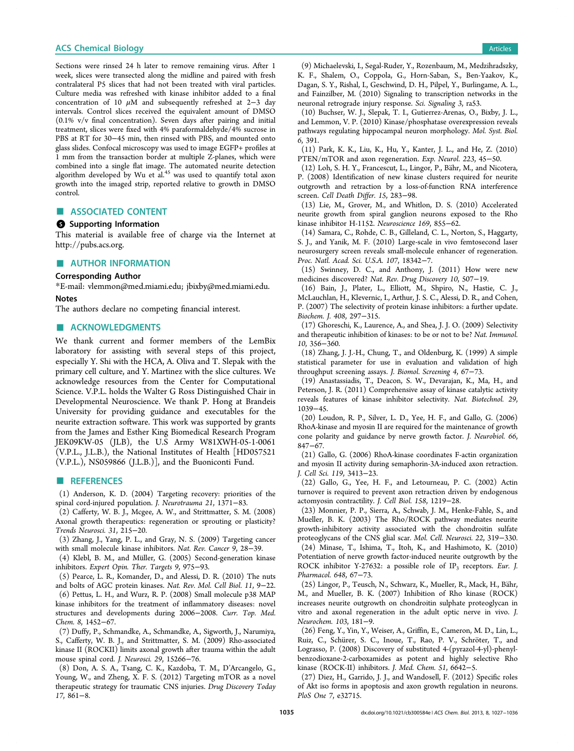Sections were rinsed 24 h later to remove remaining virus. After 1 week, slices were transected along the midline and paired with fresh contralateral P5 slices that had not been treated with viral particles. Culture media was refreshed with kinase inhibitor added to a final concentration of 10 $\mu$M and subsequently refreshed at 2−3 day intervals. Control slices received the equivalent amount of DMSO (0.1% v/v final concentration). Seven days after pairing and initial treatment, slices were fixed with 4% paraformaldehyde/4% sucrose in PBS at RT for 30−45 min, then rinsed with PBS, and mounted onto glass slides. Confocal microscopy was used to image EGFP+ profiles at 1 mm from the transaction border at multiple Z-planes, which were combined into a single flat image. The automated neurite detection algorithm developed by Wu et al.[45] was used to quantify total axon growth into the imaged strip, reported relative to growth in DMSO control.

## ■ ASSOCIATED CONTENT

### Supporting Information

This material is available free of charge via the Internet at http://pubs.acs.org.

## ■ AUTHOR INFORMATION

### Corresponding Author

*E-mail: vlemmon@med.miami.edu; jbixby@med.miami.edu.

### Notes

The authors declare no competing financial interest.

## ■ ACKNOWLEDGMENTS

We thank current and former members of the LemBix laboratory for assisting with several steps of this project, especially Y. Shi with the HCA, A. Oliva and T. Slepak with the primary cell culture, and Y. Martinez with the slice cultures. We acknowledge resources from the Center for Computational Science. V.P.L. holds the Walter G Ross Distinguished Chair in Developmental Neuroscience. We thank P. Hong at Brandeis University for providing guidance and executables for the neurite extraction software. This work was supported by grants from the James and Esther King Biomedical Research Program JEK09KW-05 (JLB), the U.S Army W81XWH-05-1-0061 (V.P.L., J.L.B.), the National Institutes of Health [HD057521 (V.P.L.), NS059866 (J.L.B.)], and the Buoniconti Fund.

## ■ REFERENCES

(1) Anderson, K. D. (2004) Targeting recovery: priorities of the spinal cord-injured population. *J. Neurotrauma 21*, 1371−83.

(2) Cafferty, W. B. J., Mcgee, A. W., and Strittmatter, S. M. (2008) Axonal growth therapeutics: regeneration or sprouting or plasticity? *Trends Neurosci. 31*, 215−20.

(3) Zhang, J., Yang, P. L., and Gray, N. S. (2009) Targeting cancer with small molecule kinase inhibitors. *Nat. Rev. Cancer 9*, 28−39.

(4) Klebl, B. M., and Müller, G. (2005) Second-generation kinase inhibitors. *Expert Opin. Ther. Targets 9*, 975−93.

(5) Pearce, L. R., Komander, D., and Alessi, D. R. (2010) The nuts and bolts of AGC protein kinases. *Nat. Rev. Mol. Cell Biol. 11*, 9−22.

(6) Pettus, L. H., and Wurz, R. P. (2008) Small molecule p38 MAP kinase inhibitors for the treatment of inflammatory diseases: novel structures and developments during 2006−2008. *Curr. Top. Med. Chem. 8*, 1452−67.

(7) Duffy, P., Schmandke, A., Schmandke, A., Sigworth, J., Narumiya, S., Cafferty, W. B. J., and Strittmatter, S. M. (2009) Rho-associated kinase II (ROCKII) limits axonal growth after trauma within the adult mouse spinal cord. *J. Neurosci. 29*, 15266−76.

(8) Don, A. S. A., Tsang, C. K., Kazdoba, T. M., D'Arcangelo, G., Young, W., and Zheng, X. F. S. (2012) Targeting mTOR as a novel therapeutic strategy for traumatic CNS injuries. *Drug Discovery Today 17*, 861−8.

(9) Michaelevski, I., Segal-Ruder, Y., Rozenbaum, M., Medzihradszky, K. F., Shalem, O., Coppola, G., Horn-Saban, S., Ben-Yaakov, K., Dagan, S. Y., Rishal, I., Geschwind, D. H., Pilpel, Y., Burlingame, A. L., and Fainzilber, M. (2010) Signaling to transcription networks in the neuronal retrograde injury response. *Sci. Signaling 3*, ra53.

(10) Buchser, W. J., Slepak, T. I., Gutierrez-Arenas, O., Bixby, J. L., and Lemmon, V. P. (2010) Kinase/phosphatase overexpression reveals pathways regulating hippocampal neuron morphology. *Mol. Syst. Biol. 6*, 391.

(11) Park, K. K., Liu, K., Hu, Y., Kanter, J. L., and He, Z. (2010) PTEN/mTOR and axon regeneration. *Exp. Neurol. 223*, 45−50.

(12) Loh, S. H. Y., Francescut, L., Lingor, P., Bähr, M., and Nicotera, P. (2008) Identification of new kinase clusters required for neurite outgrowth and retraction by a loss-of-function RNA interference screen. *Cell Death Differ. 15*, 283−98.

(13) Lie, M., Grover, M., and Whitlon, D. S. (2010) Accelerated neurite growth from spiral ganglion neurons exposed to the Rho kinase inhibitor H-1152. *Neuroscience 169*, 855−62.

(14) Samara, C., Rohde, C. B., Gilleland, C. L., Norton, S., Haggarty, S. J., and Yanik, M. F. (2010) Large-scale in vivo femtosecond laser neurosurgery screen reveals small-molecule enhancer of regeneration. *Proc. Natl. Acad. Sci. U.S.A. 107*, 18342−7.

(15) Swinney, D. C., and Anthony, J. (2011) How were new medicines discovered? *Nat. Rev. Drug Discovery 10*, 507−19.

(16) Bain, J., Plater, L., Elliott, M., Shpiro, N., Hastie, C. J., McLauchlan, H., Klevernic, I., Arthur, J. S. C., Alessi, D. R., and Cohen, P. (2007) The selectivity of protein kinase inhibitors: a further update. *Biochem. J. 408*, 297−315.

(17) Ghoreschi, K., Laurence, A., and Shea, J. J. O. (2009) Selectivity and therapeutic inhibition of kinases: to be or not to be? *Nat. Immunol. 10*, 356−360.

(18) Zhang, J. J.-H., Chung, T., and Oldenburg, K. (1999) A simple statistical parameter for use in evaluation and validation of high throughput screening assays. *J. Biomol. Screening 4*, 67−73.

(19) Anastassiadis, T., Deacon, S. W., Devarajan, K., Ma, H., and Peterson, J. R. (2011) Comprehensive assay of kinase catalytic activity reveals features of kinase inhibitor selectivity. *Nat. Biotechnol. 29*, 1039−45.

(20) Loudon, R. P., Silver, L. D., Yee, H. F., and Gallo, G. (2006) RhoA-kinase and myosin II are required for the maintenance of growth cone polarity and guidance by nerve growth factor. *J. Neurobiol. 66*, 847−67.

(21) Gallo, G. (2006) RhoA-kinase coordinates F-actin organization and myosin II activity during semaphorin-3A-induced axon retraction. *J. Cell Sci. 119*, 3413−23.

(22) Gallo, G., Yee, H. F., and Letourneau, P. C. (2002) Actin turnover is required to prevent axon retraction driven by endogenous actomyosin contractility. *J. Cell Biol. 158*, 1219−28.

(23) Monnier, P. P., Sierra, A., Schwab, J. M., Henke-Fahle, S., and Mueller, B. K. (2003) The Rho/ROCK pathway mediates neurite growth-inhibitory activity associated with the chondroitin sulfate proteoglycans of the CNS glial scar. *Mol. Cell. Neurosci. 22*, 319−330.

(24) Minase, T., Ishima, T., Itoh, K., and Hashimoto, K. (2010) Potentiation of nerve growth factor-induced neurite outgrowth by the ROCK inhibitor Y-27632: a possible role of $IP_3$ receptors. *Eur. J. Pharmacol. 648*, 67−73.

(25) Lingor, P., Teusch, N., Schwarz, K., Mueller, R., Mack, H., Bähr, M., and Mueller, B. K. (2007) Inhibition of Rho kinase (ROCK) increases neurite outgrowth on chondroitin sulphate proteoglycan in vitro and axonal regeneration in the adult optic nerve in vivo. *J. Neurochem. 103*, 181−9.

(26) Feng, Y., Yin, Y., Weiser, A., Griffin, E., Cameron, M. D., Lin, L., Ruiz, C., Schürer, S. C., Inoue, T., Rao, P. V., Schröter, T., and Lograsso, P. (2008) Discovery of substituted 4-(pyrazol-4-yl)-phenylbenzodioxane-2-carboxamides as potent and highly selective Rho kinase (ROCK-II) inhibitors. *J. Med. Chem. 51*, 6642−5.

(27) Diez, H., Garrido, J. J., and Wandosell, F. (2012) Specific roles of Akt iso forms in apoptosis and axon growth regulation in neurons. *PloS One 7*, e32715.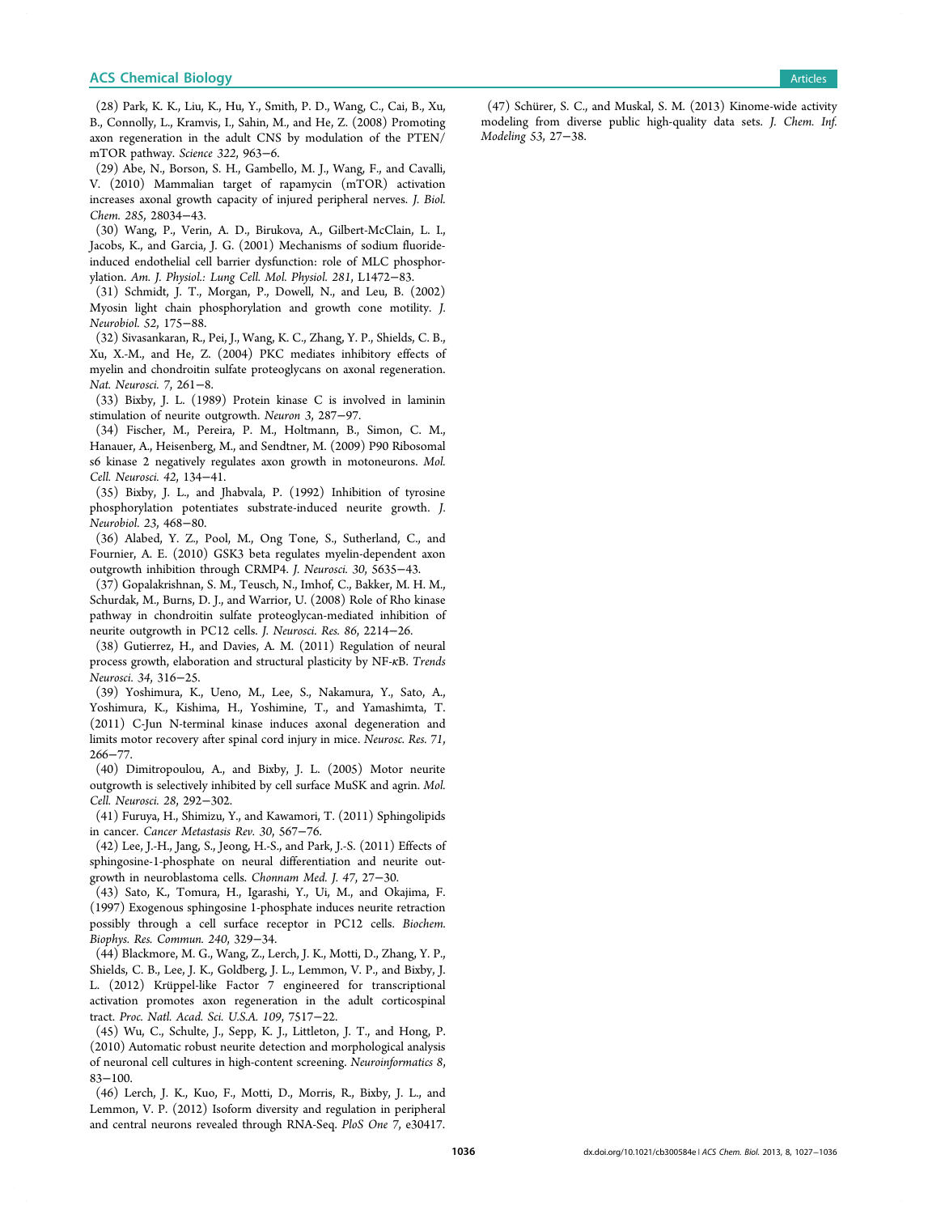(28) Park, K. K., Liu, K., Hu, Y., Smith, P. D., Wang, C., Cai, B., Xu, B., Connolly, L., Kramvis, I., Sahin, M., and He, Z. (2008) Promoting axon regeneration in the adult CNS by modulation of the PTEN/mTOR pathway. *Science 322*, 963−6.

(29) Abe, N., Borson, S. H., Gambello, M. J., Wang, F., and Cavalli, V. (2010) Mammalian target of rapamycin (mTOR) activation increases axonal growth capacity of injured peripheral nerves. *J. Biol. Chem. 285*, 28034−43.

(30) Wang, P., Verin, A. D., Birukova, A., Gilbert-McClain, L. I., Jacobs, K., and Garcia, J. G. (2001) Mechanisms of sodium fluoride-induced endothelial cell barrier dysfunction: role of MLC phosphorylation. *Am. J. Physiol.: Lung Cell. Mol. Physiol. 281*, L1472−83.

(31) Schmidt, J. T., Morgan, P., Dowell, N., and Leu, B. (2002) Myosin light chain phosphorylation and growth cone motility. *J. Neurobiol. 52*, 175−88.

(32) Sivasankaran, R., Pei, J., Wang, K. C., Zhang, Y. P., Shields, C. B., Xu, X.-M., and He, Z. (2004) PKC mediates inhibitory effects of myelin and chondroitin sulfate proteoglycans on axonal regeneration. *Nat. Neurosci. 7*, 261−8.

(33) Bixby, J. L. (1989) Protein kinase C is involved in laminin stimulation of neurite outgrowth. *Neuron 3*, 287−97.

(34) Fischer, M., Pereira, P. M., Holtmann, B., Simon, C. M., Hanauer, A., Heisenberg, M., and Sendtner, M. (2009) P90 Ribosomal s6 kinase 2 negatively regulates axon growth in motoneurons. *Mol. Cell. Neurosci. 42*, 134−41.

(35) Bixby, J. L., and Jhabvala, P. (1992) Inhibition of tyrosine phosphorylation potentiates substrate-induced neurite growth. *J. Neurobiol. 23*, 468−80.

(36) Alabed, Y. Z., Pool, M., Ong Tone, S., Sutherland, C., and Fournier, A. E. (2010) GSK3 beta regulates myelin-dependent axon outgrowth inhibition through CRMP4. *J. Neurosci. 30*, 5635−43.

(37) Gopalakrishnan, S. M., Teusch, N., Imhof, C., Bakker, M. H. M., Schurdak, M., Burns, D. J., and Warrior, U. (2008) Role of Rho kinase pathway in chondroitin sulfate proteoglycan-mediated inhibition of neurite outgrowth in PC12 cells. *J. Neurosci. Res. 86*, 2214−26.

(38) Gutierrez, H., and Davies, A. M. (2011) Regulation of neural process growth, elaboration and structural plasticity by NF-κB. *Trends Neurosci. 34*, 316−25.

(39) Yoshimura, K., Ueno, M., Lee, S., Nakamura, Y., Sato, A., Yoshimura, K., Kishima, H., Yoshimine, T., and Yamashimta, T. (2011) C-Jun N-terminal kinase induces axonal degeneration and limits motor recovery after spinal cord injury in mice. *Neurosc. Res. 71*, 266−77.

(40) Dimitropoulou, A., and Bixby, J. L. (2005) Motor neurite outgrowth is selectively inhibited by cell surface MuSK and agrin. *Mol. Cell. Neurosci. 28*, 292−302.

(41) Furuya, H., Shimizu, Y., and Kawamori, T. (2011) Sphingolipids in cancer. *Cancer Metastasis Rev. 30*, 567−76.

(42) Lee, J.-H., Jang, S., Jeong, H.-S., and Park, J.-S. (2011) Effects of sphingosine-1-phosphate on neural differentiation and neurite outgrowth in neuroblastoma cells. *Chonnam Med. J. 47*, 27−30.

(43) Sato, K., Tomura, H., Igarashi, Y., Ui, M., and Okajima, F. (1997) Exogenous sphingosine 1-phosphate induces neurite retraction possibly through a cell surface receptor in PC12 cells. *Biochem. Biophys. Res. Commun. 240*, 329−34.

(44) Blackmore, M. G., Wang, Z., Lerch, J. K., Motti, D., Zhang, Y. P., Shields, C. B., Lee, J. K., Goldberg, J. L., Lemmon, V. P., and Bixby, J. L. (2012) Krüppel-like Factor 7 engineered for transcriptional activation promotes axon regeneration in the adult corticospinal tract. *Proc. Natl. Acad. Sci. U.S.A. 109*, 7517−22.

(45) Wu, C., Schulte, J., Sepp, K. J., Littleton, J. T., and Hong, P. (2010) Automatic robust neurite detection and morphological analysis of neuronal cell cultures in high-content screening. *Neuroinformatics 8*, 83−100.

(46) Lerch, J. K., Kuo, F., Motti, D., Morris, R., Bixby, J. L., and Lemmon, V. P. (2012) Isoform diversity and regulation in peripheral and central neurons revealed through RNA-Seq. *PloS One 7*, e30417.

(47) Schürer, S. C., and Muskal, S. M. (2013) Kinome-wide activity modeling from diverse public high-quality data sets. *J. Chem. Inf. Modeling 53*, 27−38.